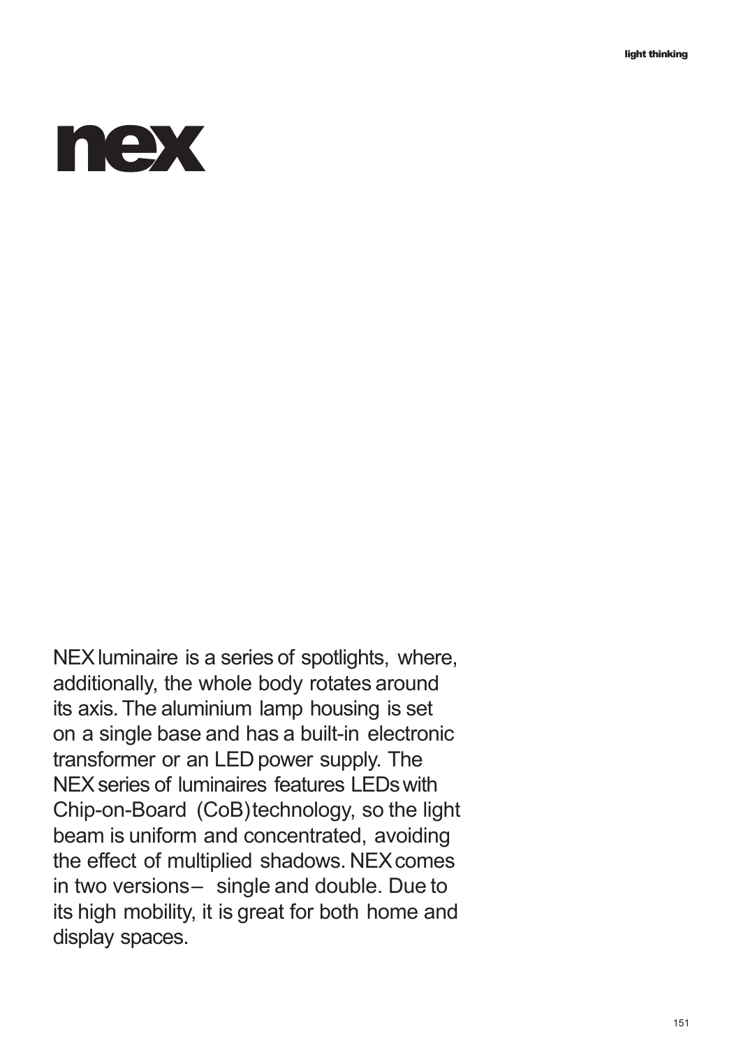# nex

NEX luminaire is a series of spotlights, where, additionally, the whole body rotates around its axis. The aluminium lamp housing is set on a single base and has a built-in electronic transformer or an LED power supply. The NEX series of luminaires features LEDs with Chip-on-Board (CoB) technology, so the light beam is uniform and concentrated, avoiding the effect of multiplied shadows. NEX comes in two versions – single and double. Due to its high mobility, it is great for both home and display spaces.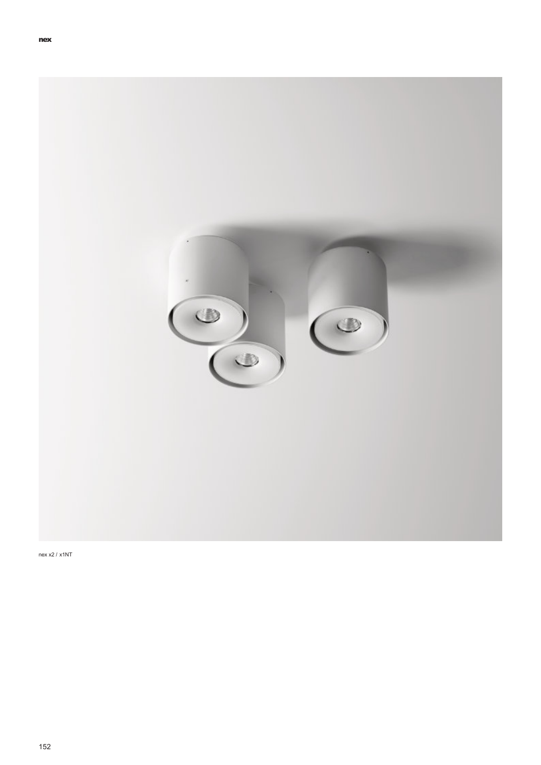nex x2 / x1NT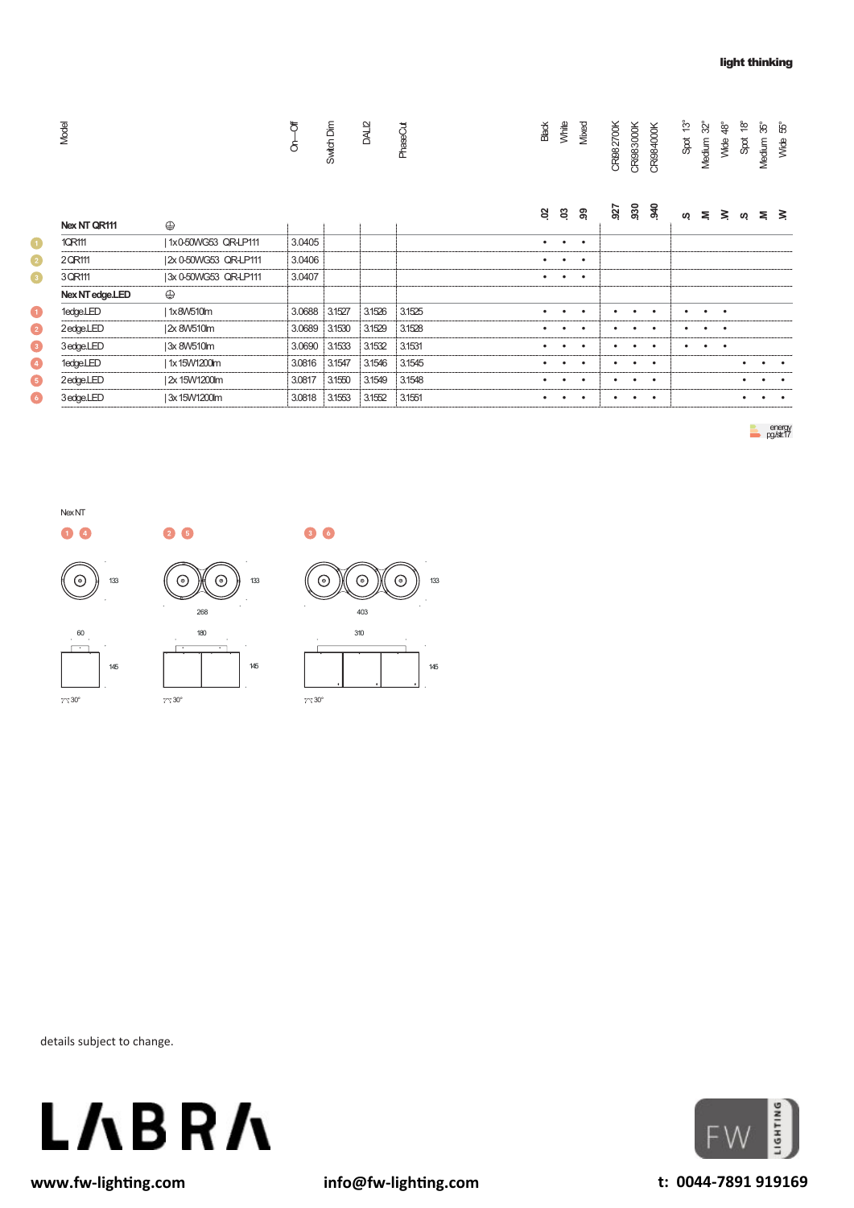**light thinking**

| | Model | | On—Off | Switch Dim | DALI2 | PhaseCut | Black | White | Mixed | CRI98 2700K | CRI98 3000K | CRI98 4000K | Spot 13° | Medium 32° | Wide 48° | Spot 18° | Medium 35° | Wide 55° |
|---|---|---|---|---|---|---|---|---|---|---|---|---|---|---|---|---|---|---|
| | | | | | | | .02 | .03 | .99 | .927 | .930 | .940 | S | M | W | S | M | W |
| | **Nex NT QR111** | ⊕ | | | | | | | | | | | | | | | | |
| 1 | 1QR111 | \| 1x 0-50W G53 QR-LP111 | 3.0405 | | | | • | • | • | | | | | | | | | |
| 2 | 2QR111 | \| 2x 0-50W G53 QR-LP111 | 3.0406 | | | | • | • | • | | | | | | | | | |
| 3 | 3QR111 | \| 3x 0-50W G53 QR-LP111 | 3.0407 | | | | • | • | • | | | | | | | | | |
| | **Nex NT edge.LED** | ⊕ | | | | | | | | | | | | | | | | |
| 1 | 1edge.LED | \| 1x 8W 510lm | 3.0688 | 3.1527 | 3.1526 | 3.1525 | • | • | • | • | • | • | • | • | • | | | |
| 2 | 2edge.LED | \| 2x 8W 510lm | 3.0689 | 3.1530 | 3.1529 | 3.1528 | • | • | • | • | • | • | • | • | • | | | |
| 3 | 3edge.LED | \| 3x 8W 510lm | 3.0690 | 3.1533 | 3.1532 | 3.1531 | • | • | • | • | • | • | • | • | • | | | |
| 4 | 1edge.LED | \| 1x 15W 1200lm | 3.0816 | 3.1547 | 3.1546 | 3.1545 | • | • | • | • | • | • | | | | • | • | • |
| 5 | 2edge.LED | \| 2x 15W 1200lm | 3.0817 | 3.1550 | 3.1549 | 3.1548 | • | • | • | • | • | • | | | | • | • | • |
| 6 | 3edge.LED | \| 3x 15W 1200lm | 3.0818 | 3.1553 | 3.1552 | 3.1551 | • | • | • | • | • | • | | | | • | • | • |

energy pg./str.17

Nex NT

1 4

133

60

145

30°

2 5

133

268

180

145

30°

3 6

133

403

310

145

30°

details subject to change.

LABRA

www.fw-lighting.com

info@fw-lighting.com

t: 0044-7891 919169